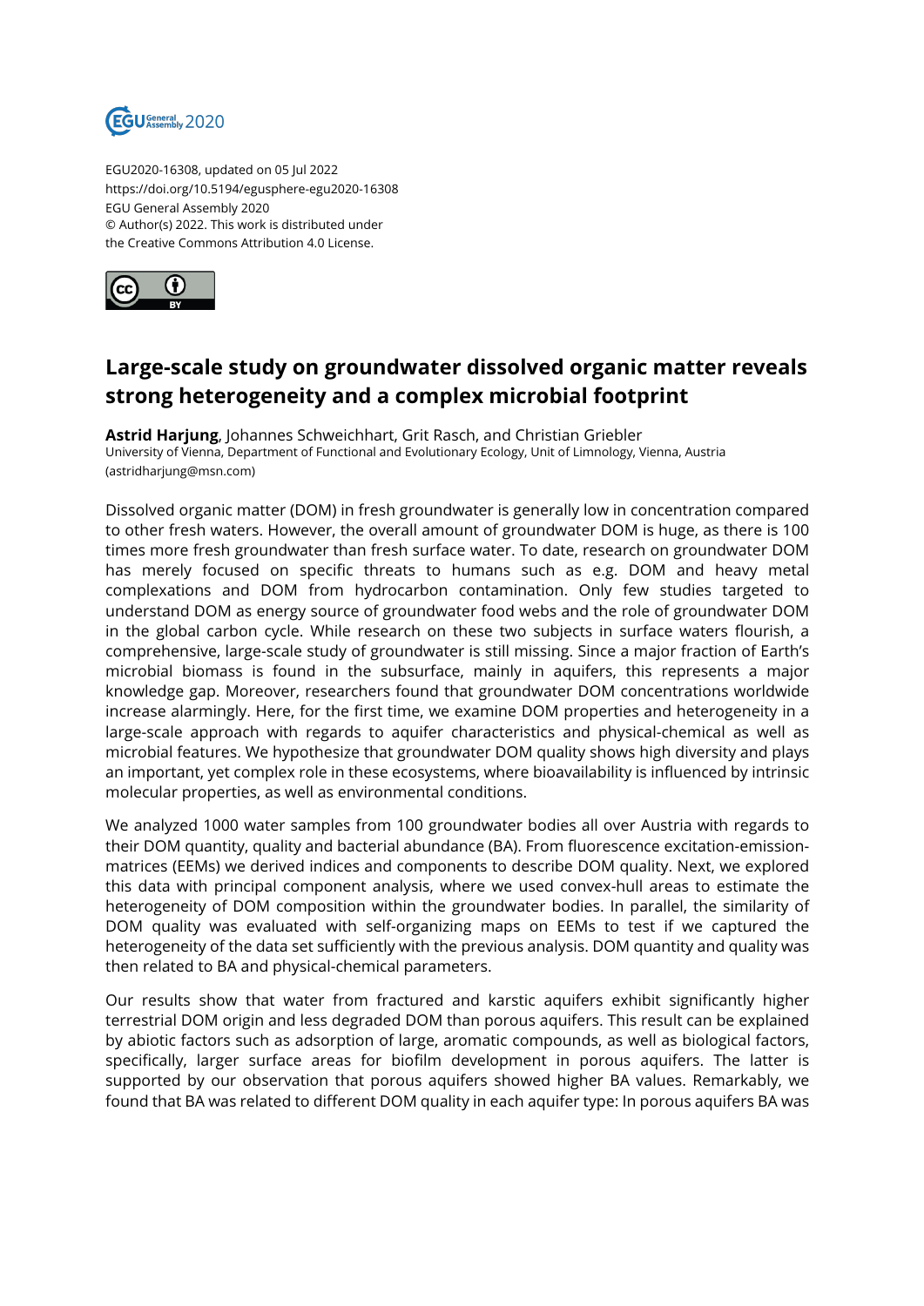EGU2020-16308, updated on 05 Jul 2022
https://doi.org/10.5194/egusphere-egu2020-16308
EGU General Assembly 2020
© Author(s) 2022. This work is distributed under
the Creative Commons Attribution 4.0 License.

# Large-scale study on groundwater dissolved organic matter reveals strong heterogeneity and a complex microbial footprint

**Astrid Harjung**, Johannes Schweichhart, Grit Rasch, and Christian Griebler
University of Vienna, Department of Functional and Evolutionary Ecology, Unit of Limnology, Vienna, Austria (astridharjung@msn.com)

Dissolved organic matter (DOM) in fresh groundwater is generally low in concentration compared to other fresh waters. However, the overall amount of groundwater DOM is huge, as there is 100 times more fresh groundwater than fresh surface water. To date, research on groundwater DOM has merely focused on specific threats to humans such as e.g. DOM and heavy metal complexations and DOM from hydrocarbon contamination. Only few studies targeted to understand DOM as energy source of groundwater food webs and the role of groundwater DOM in the global carbon cycle. While research on these two subjects in surface waters flourish, a comprehensive, large-scale study of groundwater is still missing. Since a major fraction of Earth's microbial biomass is found in the subsurface, mainly in aquifers, this represents a major knowledge gap. Moreover, researchers found that groundwater DOM concentrations worldwide increase alarmingly. Here, for the first time, we examine DOM properties and heterogeneity in a large-scale approach with regards to aquifer characteristics and physical-chemical as well as microbial features. We hypothesize that groundwater DOM quality shows high diversity and plays an important, yet complex role in these ecosystems, where bioavailability is influenced by intrinsic molecular properties, as well as environmental conditions.

We analyzed 1000 water samples from 100 groundwater bodies all over Austria with regards to their DOM quantity, quality and bacterial abundance (BA). From fluorescence excitation-emission-matrices (EEMs) we derived indices and components to describe DOM quality. Next, we explored this data with principal component analysis, where we used convex-hull areas to estimate the heterogeneity of DOM composition within the groundwater bodies. In parallel, the similarity of DOM quality was evaluated with self-organizing maps on EEMs to test if we captured the heterogeneity of the data set sufficiently with the previous analysis. DOM quantity and quality was then related to BA and physical-chemical parameters.

Our results show that water from fractured and karstic aquifers exhibit significantly higher terrestrial DOM origin and less degraded DOM than porous aquifers. This result can be explained by abiotic factors such as adsorption of large, aromatic compounds, as well as biological factors, specifically, larger surface areas for biofilm development in porous aquifers. The latter is supported by our observation that porous aquifers showed higher BA values. Remarkably, we found that BA was related to different DOM quality in each aquifer type: In porous aquifers BA was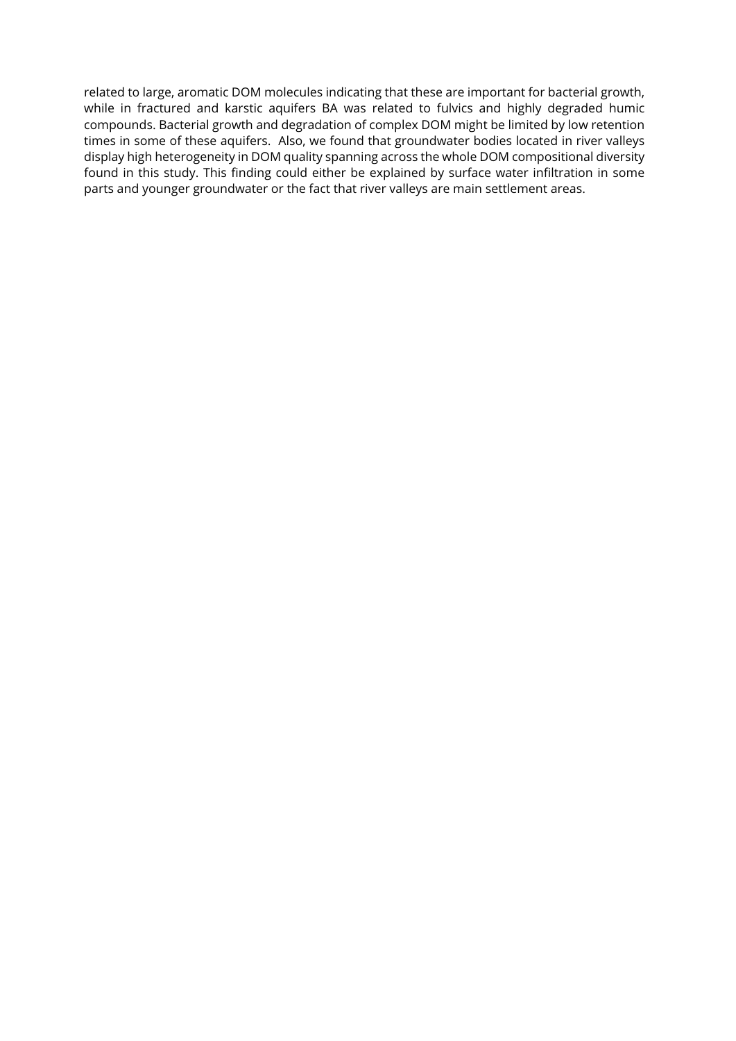related to large, aromatic DOM molecules indicating that these are important for bacterial growth, while in fractured and karstic aquifers BA was related to fulvics and highly degraded humic compounds. Bacterial growth and degradation of complex DOM might be limited by low retention times in some of these aquifers. Also, we found that groundwater bodies located in river valleys display high heterogeneity in DOM quality spanning across the whole DOM compositional diversity found in this study. This finding could either be explained by surface water infiltration in some parts and younger groundwater or the fact that river valleys are main settlement areas.